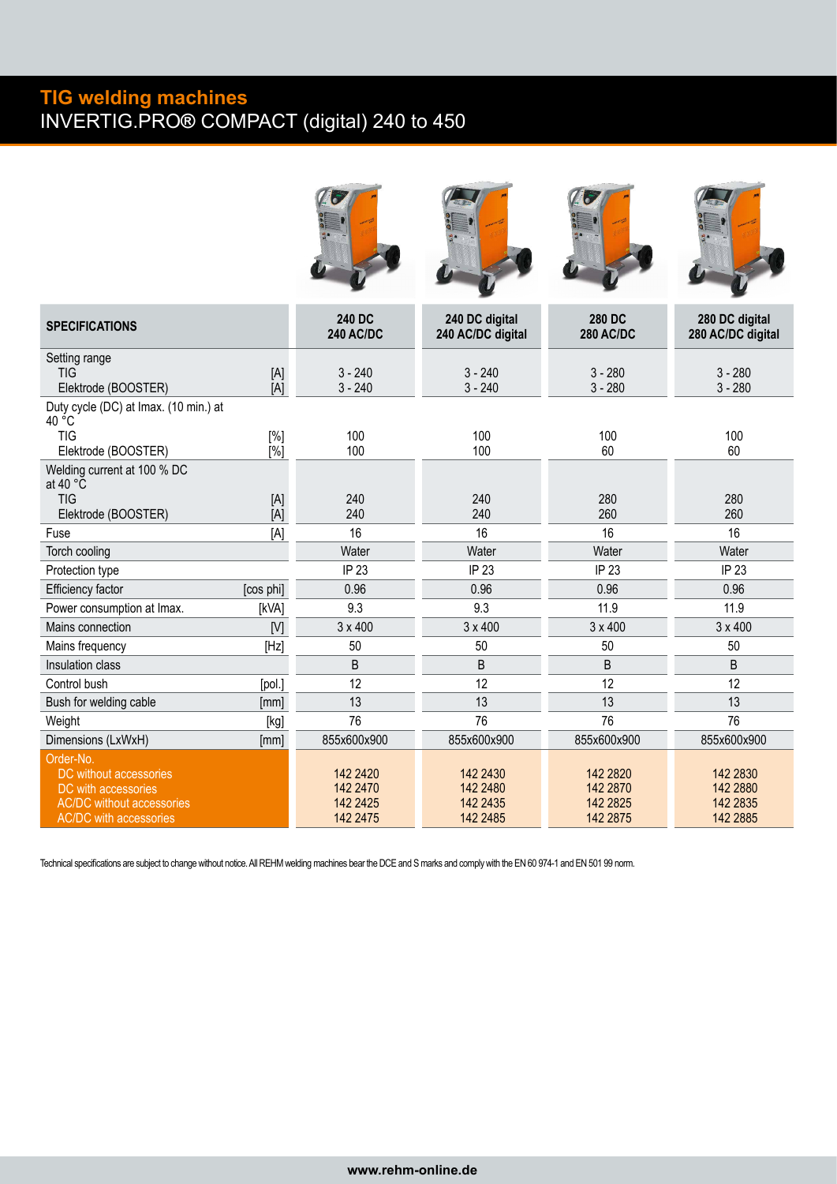# TIG welding machines

## INVERTIG.PRO® COMPACT (digital) 240 to 450

| SPECIFICATIONS | | 240 DC<br>240 AC/DC | 240 DC digital<br>240 AC/DC digital | 280 DC<br>280 AC/DC | 280 DC digital<br>280 AC/DC digital |
|---|---|---|---|---|---|
| Setting range<br>TIG<br>Elektrode (BOOSTER) | <br>[A]<br>[A] | <br>3 - 240<br>3 - 240 | <br>3 - 240<br>3 - 240 | <br>3 - 280<br>3 - 280 | <br>3 - 280<br>3 - 280 |
| Duty cycle (DC) at Imax. (10 min.) at 40 °C<br>TIG<br>Elektrode (BOOSTER) | <br>[%]<br>[%] | <br>100<br>100 | <br>100<br>100 | <br>100<br>60 | <br>100<br>60 |
| Welding current at 100 % DC at 40 °C<br>TIG<br>Elektrode (BOOSTER) | <br>[A]<br>[A] | <br>240<br>240 | <br>240<br>240 | <br>280<br>260 | <br>280<br>260 |
| Fuse | [A] | 16 | 16 | 16 | 16 |
| Torch cooling | | Water | Water | Water | Water |
| Protection type | | IP 23 | IP 23 | IP 23 | IP 23 |
| Efficiency factor | [cos phi] | 0.96 | 0.96 | 0.96 | 0.96 |
| Power consumption at Imax. | [kVA] | 9.3 | 9.3 | 11.9 | 11.9 |
| Mains connection | [V] | 3 x 400 | 3 x 400 | 3 x 400 | 3 x 400 |
| Mains frequency | [Hz] | 50 | 50 | 50 | 50 |
| Insulation class | | B | B | B | B |
| Control bush | [pol.] | 12 | 12 | 12 | 12 |
| Bush for welding cable | [mm] | 13 | 13 | 13 | 13 |
| Weight | [kg] | 76 | 76 | 76 | 76 |
| Dimensions (LxWxH) | [mm] | 855x600x900 | 855x600x900 | 855x600x900 | 855x600x900 |
| Order-No.<br>DC without accessories<br>DC with accessories<br>AC/DC without accessories<br>AC/DC with accessories | | <br>142 2420<br>142 2470<br>142 2425<br>142 2475 | <br>142 2430<br>142 2480<br>142 2435<br>142 2485 | <br>142 2820<br>142 2870<br>142 2825<br>142 2875 | <br>142 2830<br>142 2880<br>142 2835<br>142 2885 |

Technical specifications are subject to change without notice. All REHM welding machines bear the DCE and S marks and comply with the EN 60 974-1 and EN 501 99 norm.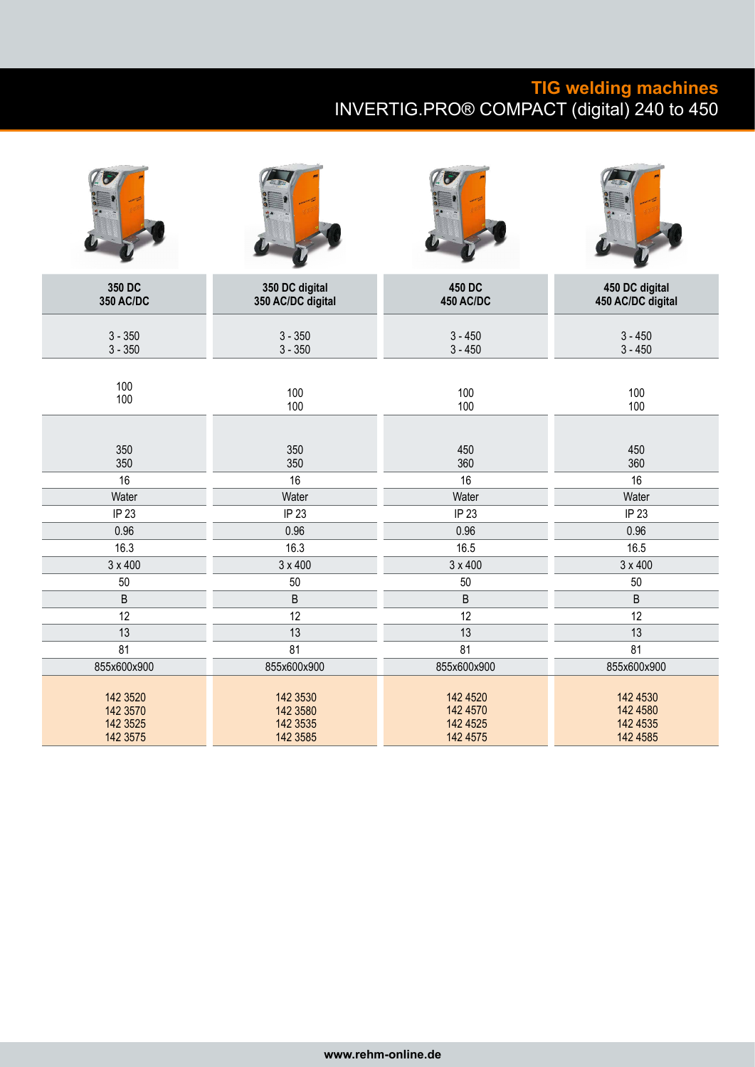## TIG welding machines

INVERTIG.PRO® COMPACT (digital) 240 to 450

| 350 DC<br>350 AC/DC | 350 DC digital<br>350 AC/DC digital | 450 DC<br>450 AC/DC | 450 DC digital<br>450 AC/DC digital |
|---|---|---|---|
| 3 - 350<br>3 - 350 | 3 - 350<br>3 - 350 | 3 - 450<br>3 - 450 | 3 - 450<br>3 - 450 |
| 100<br>100 | 100<br>100 | 100<br>100 | 100<br>100 |
| 350<br>350 | 350<br>350 | 450<br>360 | 450<br>360 |
| 16 | 16 | 16 | 16 |
| Water | Water | Water | Water |
| IP 23 | IP 23 | IP 23 | IP 23 |
| 0.96 | 0.96 | 0.96 | 0.96 |
| 16.3 | 16.3 | 16.5 | 16.5 |
| 3 x 400 | 3 x 400 | 3 x 400 | 3 x 400 |
| 50 | 50 | 50 | 50 |
| B | B | B | B |
| 12 | 12 | 12 | 12 |
| 13 | 13 | 13 | 13 |
| 81 | 81 | 81 | 81 |
| 855x600x900 | 855x600x900 | 855x600x900 | 855x600x900 |
| 142 3520<br>142 3570<br>142 3525<br>142 3575 | 142 3530<br>142 3580<br>142 3535<br>142 3585 | 142 4520<br>142 4570<br>142 4525<br>142 4575 | 142 4530<br>142 4580<br>142 4535<br>142 4585 |

www.rehm-online.de